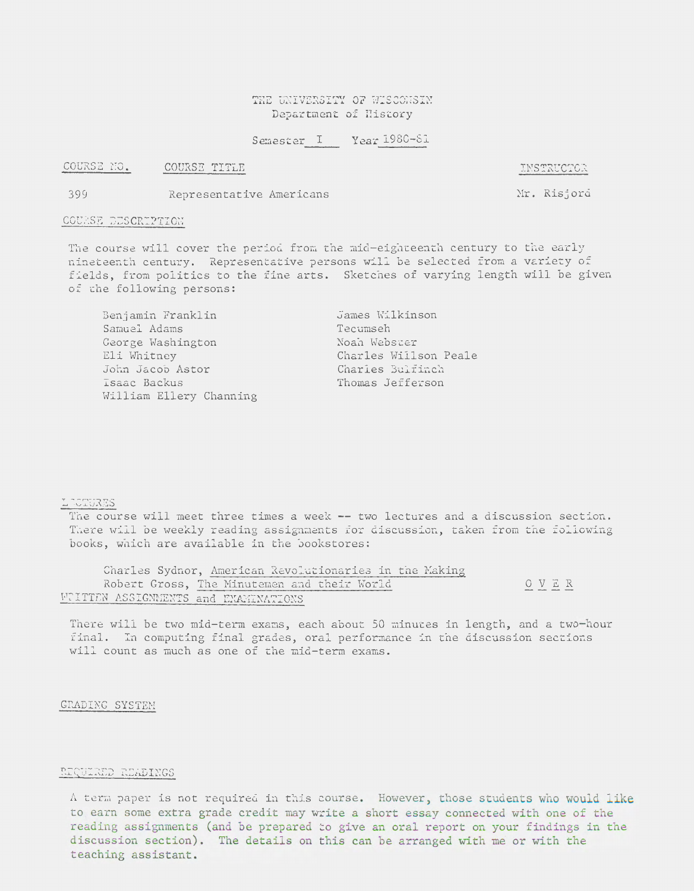THE UNIVERSITY OF WISCONSIN
Department of History

Semester I Year 1980-81

| COURSE NO. | COURSE TITLE | INSTRUCTOR |
| --- | --- | --- |
| 399 | Representative Americans | Mr. Risjord |

## COURSE DESCRIPTION

The course will cover the period from the mid-eighteenth century to the early nineteenth century. Representative persons will be selected from a variety of fields, from politics to the fine arts. Sketches of varying length will be given of the following persons:

- Benjamin Franklin
- Samuel Adams
- George Washington
- Eli Whitney
- John Jacob Astor
- Isaac Backus
- William Ellery Channing
- James Wilkinson
- Tecumseh
- Noah Webster
- Charles Willson Peale
- Charles Bulfinch
- Thomas Jefferson

## LECTURES

The course will meet three times a week -- two lectures and a discussion section. There will be weekly reading assignments for discussion, taken from the following books, which are available in the bookstores:

Charles Sydnor, American Revolutionaries in the Making
Robert Gross, The Minutemen and their World

O V E R

## WRITTEN ASSIGNMENTS and EXAMINATIONS

There will be two mid-term exams, each about 50 minutes in length, and a two-hour final. In computing final grades, oral performance in the discussion sections will count as much as one of the mid-term exams.

## GRADING SYSTEM

## REQUIRED READINGS

A term paper is not required in this course. However, those students who would like to earn some extra grade credit may write a short essay connected with one of the reading assignments (and be prepared to give an oral report on your findings in the discussion section). The details on this can be arranged with me or with the teaching assistant.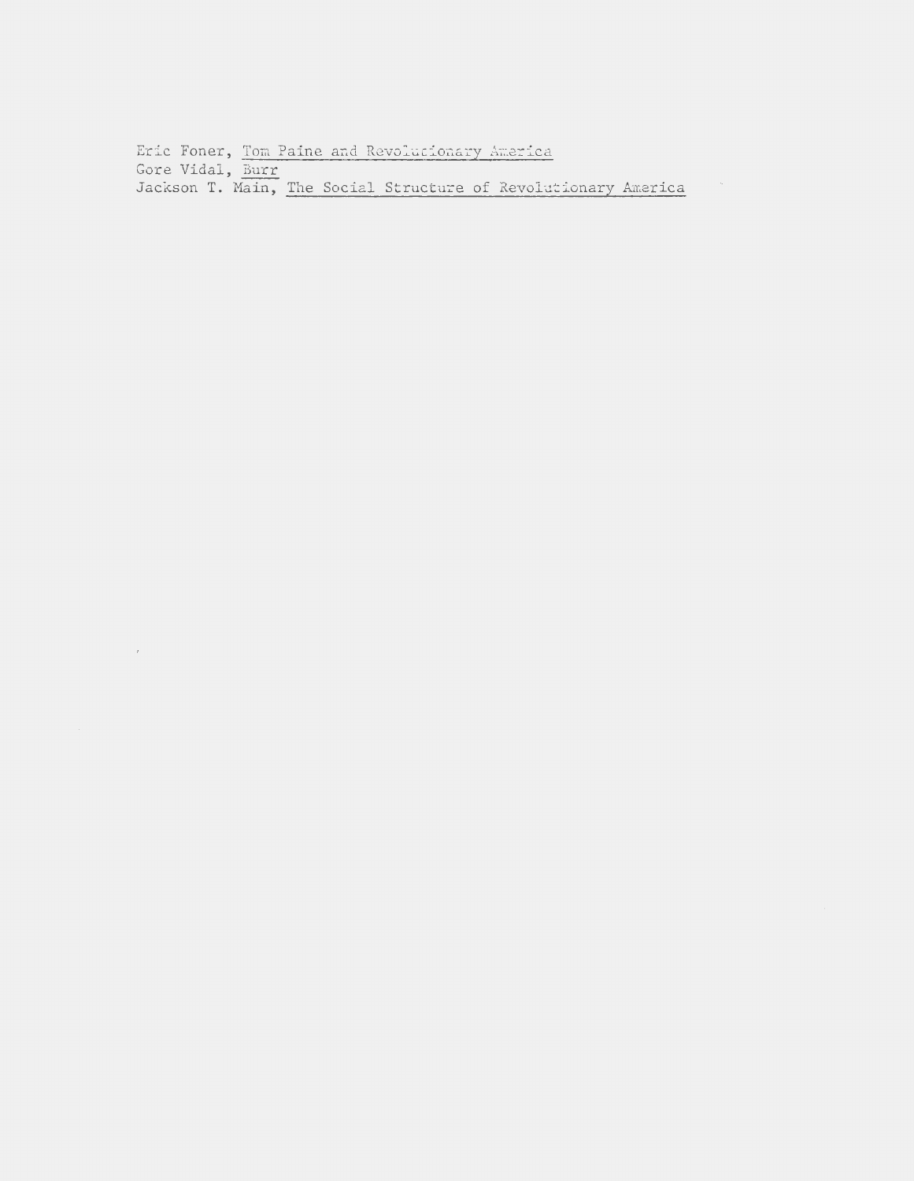Eric Foner, Tom Paine and Revolutionary America
Gore Vidal, Burr
Jackson T. Main, The Social Structure of Revolutionary America